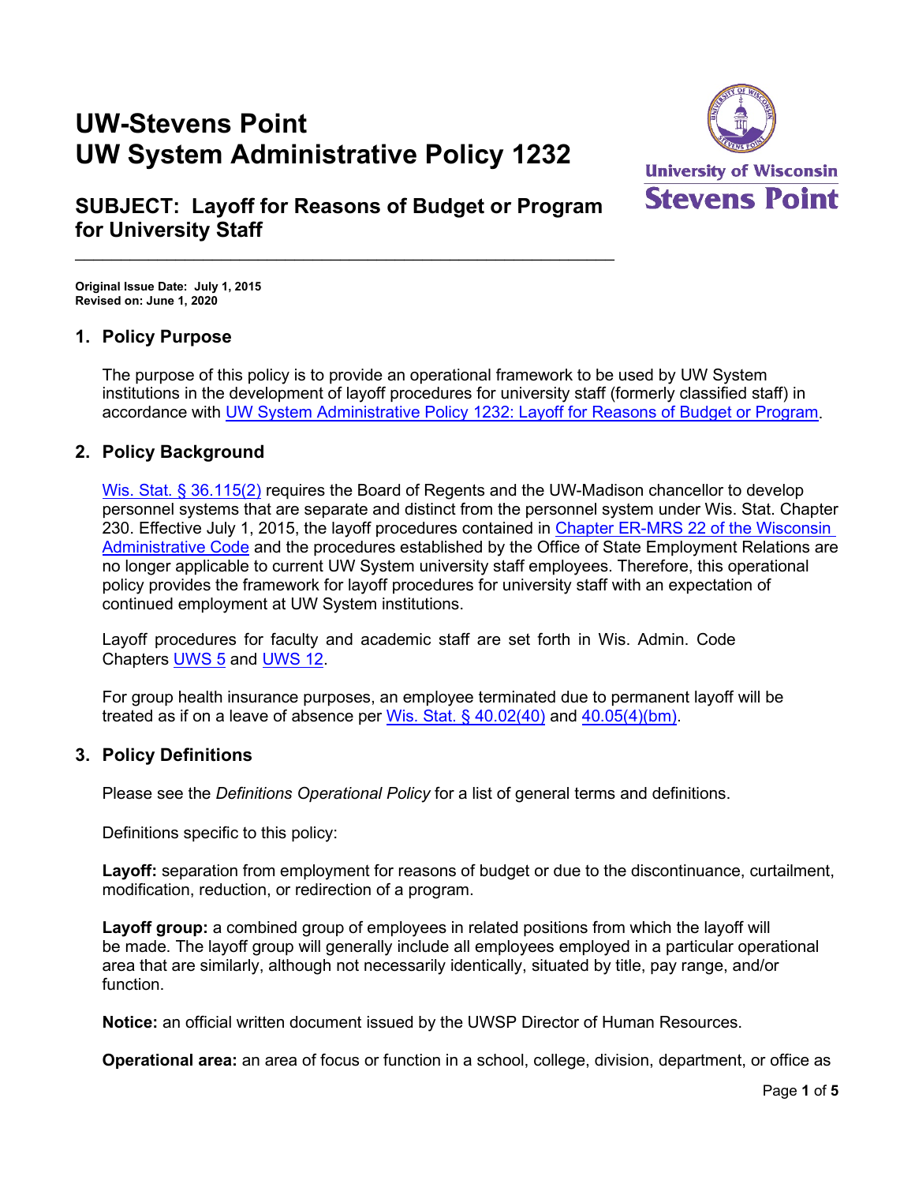# UW-Stevens Point
# UW System Administrative Policy 1232

## SUBJECT: Layoff for Reasons of Budget or Program for University Staff

**Original Issue Date: July 1, 2015**
**Revised on: June 1, 2020**

## 1. Policy Purpose

The purpose of this policy is to provide an operational framework to be used by UW System institutions in the development of layoff procedures for university staff (formerly classified staff) in accordance with UW System Administrative Policy 1232: Layoff for Reasons of Budget or Program.

## 2. Policy Background

Wis. Stat. § 36.115(2) requires the Board of Regents and the UW-Madison chancellor to develop personnel systems that are separate and distinct from the personnel system under Wis. Stat. Chapter 230. Effective July 1, 2015, the layoff procedures contained in Chapter ER-MRS 22 of the Wisconsin Administrative Code and the procedures established by the Office of State Employment Relations are no longer applicable to current UW System university staff employees. Therefore, this operational policy provides the framework for layoff procedures for university staff with an expectation of continued employment at UW System institutions.

Layoff procedures for faculty and academic staff are set forth in Wis. Admin. Code Chapters UWS 5 and UWS 12.

For group health insurance purposes, an employee terminated due to permanent layoff will be treated as if on a leave of absence per Wis. Stat. § 40.02(40) and 40.05(4)(bm).

## 3. Policy Definitions

Please see the *Definitions Operational Policy* for a list of general terms and definitions.

Definitions specific to this policy:

**Layoff:** separation from employment for reasons of budget or due to the discontinuance, curtailment, modification, reduction, or redirection of a program.

**Layoff group:** a combined group of employees in related positions from which the layoff will be made. The layoff group will generally include all employees employed in a particular operational area that are similarly, although not necessarily identically, situated by title, pay range, and/or function.

**Notice:** an official written document issued by the UWSP Director of Human Resources.

**Operational area:** an area of focus or function in a school, college, division, department, or office as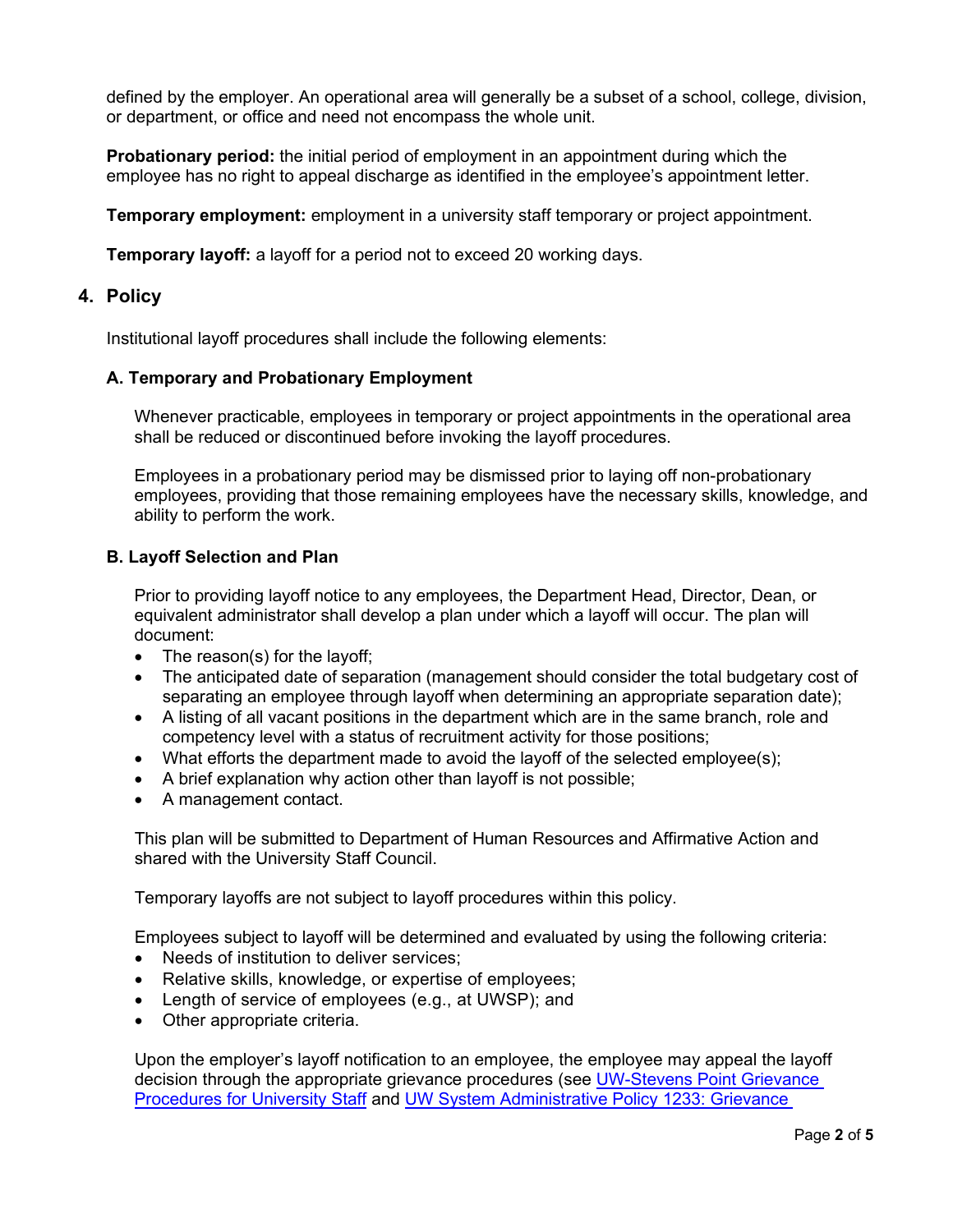defined by the employer. An operational area will generally be a subset of a school, college, division, or department, or office and need not encompass the whole unit.

**Probationary period:** the initial period of employment in an appointment during which the employee has no right to appeal discharge as identified in the employee's appointment letter.

**Temporary employment:** employment in a university staff temporary or project appointment.

**Temporary layoff:** a layoff for a period not to exceed 20 working days.

## 4. Policy

Institutional layoff procedures shall include the following elements:

### A. Temporary and Probationary Employment

Whenever practicable, employees in temporary or project appointments in the operational area shall be reduced or discontinued before invoking the layoff procedures.

Employees in a probationary period may be dismissed prior to laying off non-probationary employees, providing that those remaining employees have the necessary skills, knowledge, and ability to perform the work.

### B. Layoff Selection and Plan

Prior to providing layoff notice to any employees, the Department Head, Director, Dean, or equivalent administrator shall develop a plan under which a layoff will occur. The plan will document:

- The reason(s) for the layoff;
- The anticipated date of separation (management should consider the total budgetary cost of separating an employee through layoff when determining an appropriate separation date);
- A listing of all vacant positions in the department which are in the same branch, role and competency level with a status of recruitment activity for those positions;
- What efforts the department made to avoid the layoff of the selected employee(s);
- A brief explanation why action other than layoff is not possible;
- A management contact.

This plan will be submitted to Department of Human Resources and Affirmative Action and shared with the University Staff Council.

Temporary layoffs are not subject to layoff procedures within this policy.

Employees subject to layoff will be determined and evaluated by using the following criteria:

- Needs of institution to deliver services;
- Relative skills, knowledge, or expertise of employees;
- Length of service of employees (e.g., at UWSP); and
- Other appropriate criteria.

Upon the employer's layoff notification to an employee, the employee may appeal the layoff decision through the appropriate grievance procedures (see [UW-Stevens Point Grievance Procedures for University Staff]() and [UW System Administrative Policy 1233: Grievance]()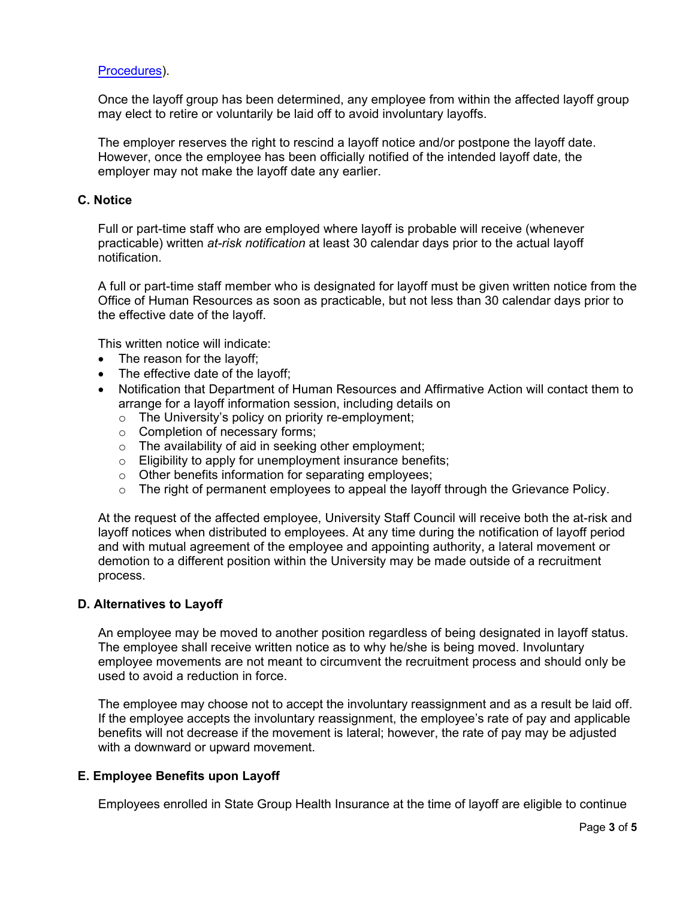[Procedures](#)).

Once the layoff group has been determined, any employee from within the affected layoff group may elect to retire or voluntarily be laid off to avoid involuntary layoffs.

The employer reserves the right to rescind a layoff notice and/or postpone the layoff date. However, once the employee has been officially notified of the intended layoff date, the employer may not make the layoff date any earlier.

### C. Notice

Full or part-time staff who are employed where layoff is probable will receive (whenever practicable) written *at-risk notification* at least 30 calendar days prior to the actual layoff notification.

A full or part-time staff member who is designated for layoff must be given written notice from the Office of Human Resources as soon as practicable, but not less than 30 calendar days prior to the effective date of the layoff.

This written notice will indicate:

- The reason for the layoff;
- The effective date of the layoff;
- Notification that Department of Human Resources and Affirmative Action will contact them to arrange for a layoff information session, including details on
  - The University's policy on priority re-employment;
  - Completion of necessary forms;
  - The availability of aid in seeking other employment;
  - Eligibility to apply for unemployment insurance benefits;
  - Other benefits information for separating employees;
  - The right of permanent employees to appeal the layoff through the Grievance Policy.

At the request of the affected employee, University Staff Council will receive both the at-risk and layoff notices when distributed to employees. At any time during the notification of layoff period and with mutual agreement of the employee and appointing authority, a lateral movement or demotion to a different position within the University may be made outside of a recruitment process.

### D. Alternatives to Layoff

An employee may be moved to another position regardless of being designated in layoff status. The employee shall receive written notice as to why he/she is being moved. Involuntary employee movements are not meant to circumvent the recruitment process and should only be used to avoid a reduction in force.

The employee may choose not to accept the involuntary reassignment and as a result be laid off. If the employee accepts the involuntary reassignment, the employee's rate of pay and applicable benefits will not decrease if the movement is lateral; however, the rate of pay may be adjusted with a downward or upward movement.

### E. Employee Benefits upon Layoff

Employees enrolled in State Group Health Insurance at the time of layoff are eligible to continue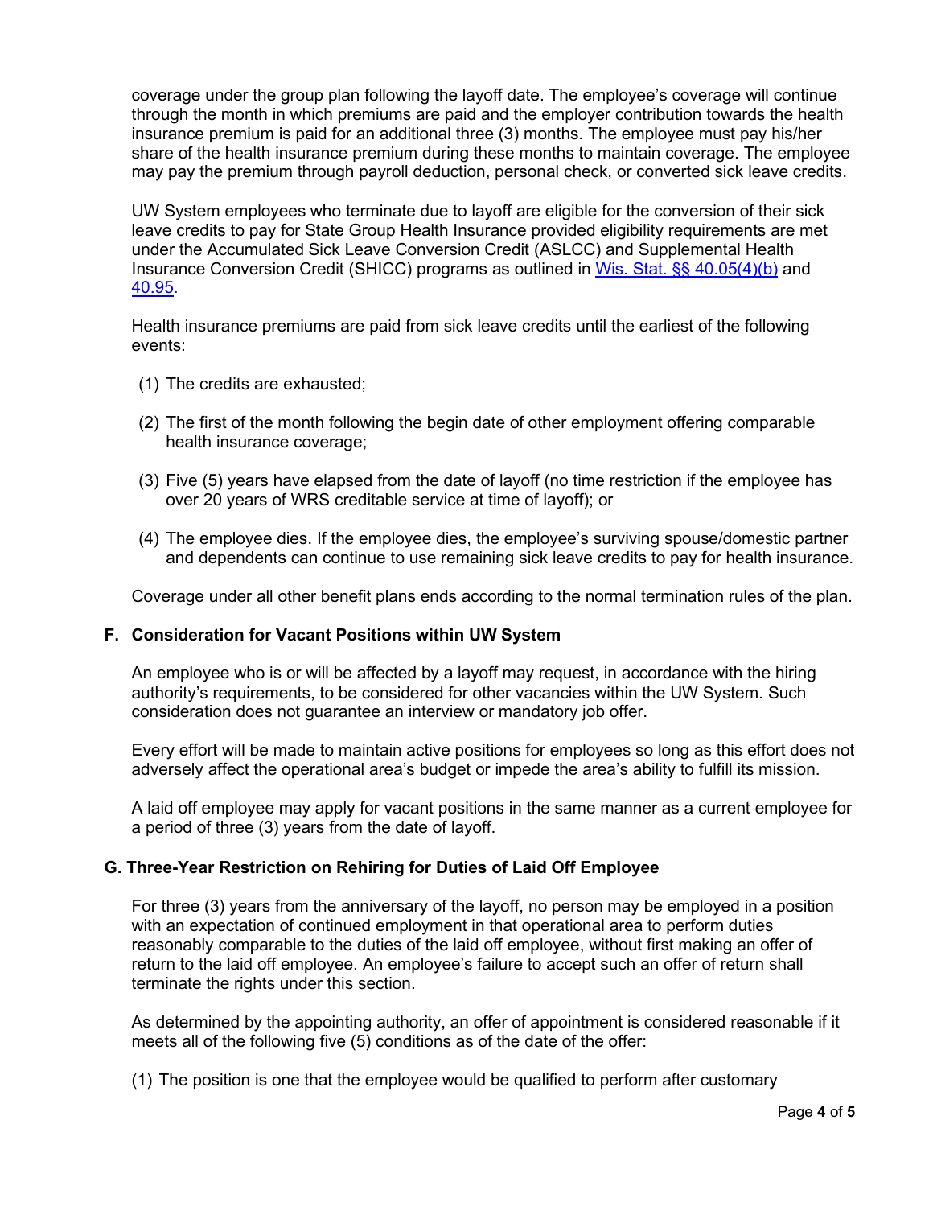coverage under the group plan following the layoff date. The employee's coverage will continue through the month in which premiums are paid and the employer contribution towards the health insurance premium is paid for an additional three (3) months. The employee must pay his/her share of the health insurance premium during these months to maintain coverage. The employee may pay the premium through payroll deduction, personal check, or converted sick leave credits.

UW System employees who terminate due to layoff are eligible for the conversion of their sick leave credits to pay for State Group Health Insurance provided eligibility requirements are met under the Accumulated Sick Leave Conversion Credit (ASLCC) and Supplemental Health Insurance Conversion Credit (SHICC) programs as outlined in [Wis. Stat. §§ 40.05(4)(b)]() and [40.95]().

Health insurance premiums are paid from sick leave credits until the earliest of the following events:

(1) The credits are exhausted;

(2) The first of the month following the begin date of other employment offering comparable health insurance coverage;

(3) Five (5) years have elapsed from the date of layoff (no time restriction if the employee has over 20 years of WRS creditable service at time of layoff); or

(4) The employee dies. If the employee dies, the employee's surviving spouse/domestic partner and dependents can continue to use remaining sick leave credits to pay for health insurance.

Coverage under all other benefit plans ends according to the normal termination rules of the plan.

### F. Consideration for Vacant Positions within UW System

An employee who is or will be affected by a layoff may request, in accordance with the hiring authority's requirements, to be considered for other vacancies within the UW System. Such consideration does not guarantee an interview or mandatory job offer.

Every effort will be made to maintain active positions for employees so long as this effort does not adversely affect the operational area's budget or impede the area's ability to fulfill its mission.

A laid off employee may apply for vacant positions in the same manner as a current employee for a period of three (3) years from the date of layoff.

### G. Three-Year Restriction on Rehiring for Duties of Laid Off Employee

For three (3) years from the anniversary of the layoff, no person may be employed in a position with an expectation of continued employment in that operational area to perform duties reasonably comparable to the duties of the laid off employee, without first making an offer of return to the laid off employee. An employee's failure to accept such an offer of return shall terminate the rights under this section.

As determined by the appointing authority, an offer of appointment is considered reasonable if it meets all of the following five (5) conditions as of the date of the offer:

(1) The position is one that the employee would be qualified to perform after customary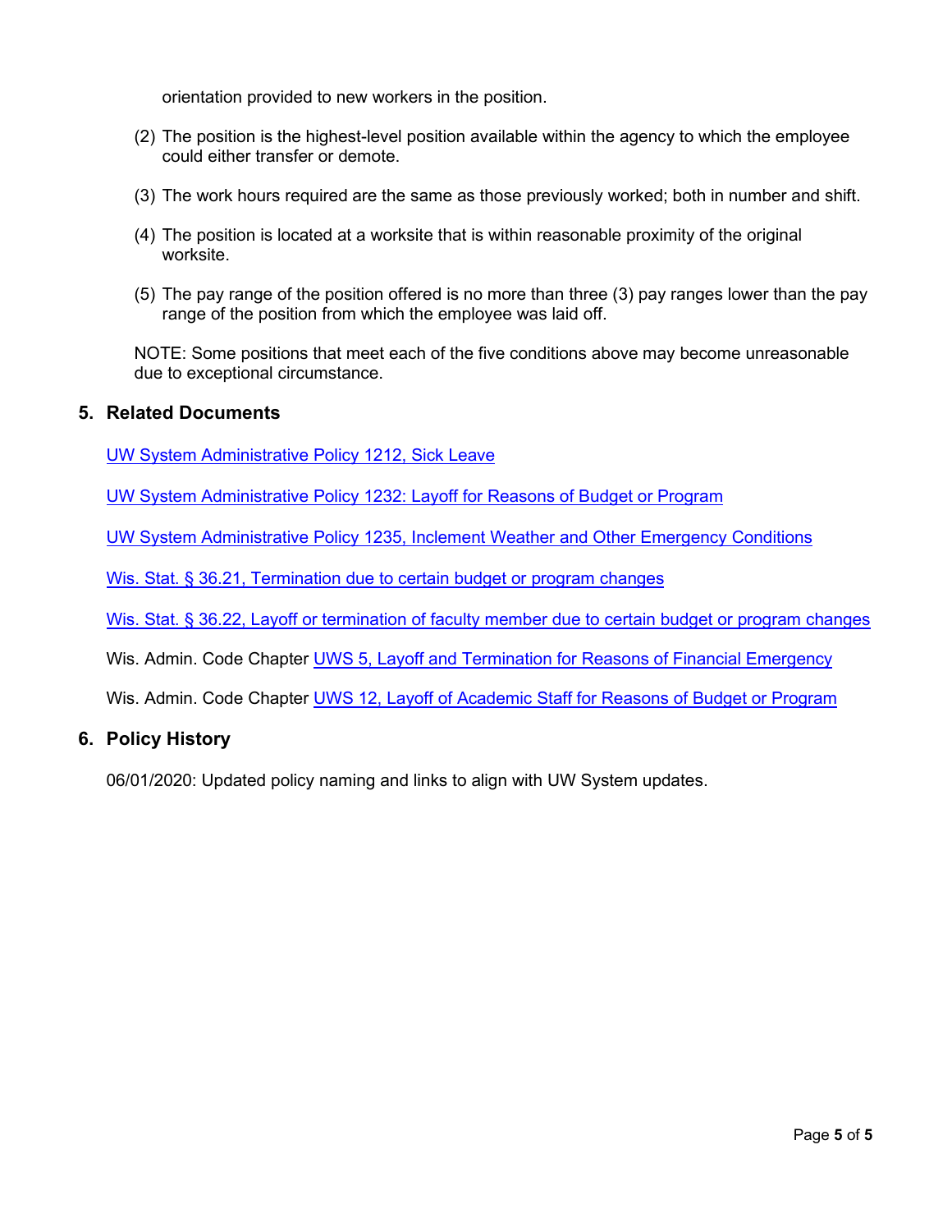orientation provided to new workers in the position.

(2) The position is the highest-level position available within the agency to which the employee could either transfer or demote.

(3) The work hours required are the same as those previously worked; both in number and shift.

(4) The position is located at a worksite that is within reasonable proximity of the original worksite.

(5) The pay range of the position offered is no more than three (3) pay ranges lower than the pay range of the position from which the employee was laid off.

NOTE: Some positions that meet each of the five conditions above may become unreasonable due to exceptional circumstance.

## 5. Related Documents

UW System Administrative Policy 1212, Sick Leave

UW System Administrative Policy 1232: Layoff for Reasons of Budget or Program

UW System Administrative Policy 1235, Inclement Weather and Other Emergency Conditions

Wis. Stat. § 36.21, Termination due to certain budget or program changes

Wis. Stat. § 36.22, Layoff or termination of faculty member due to certain budget or program changes

Wis. Admin. Code Chapter UWS 5, Layoff and Termination for Reasons of Financial Emergency

Wis. Admin. Code Chapter UWS 12, Layoff of Academic Staff for Reasons of Budget or Program

## 6. Policy History

06/01/2020: Updated policy naming and links to align with UW System updates.